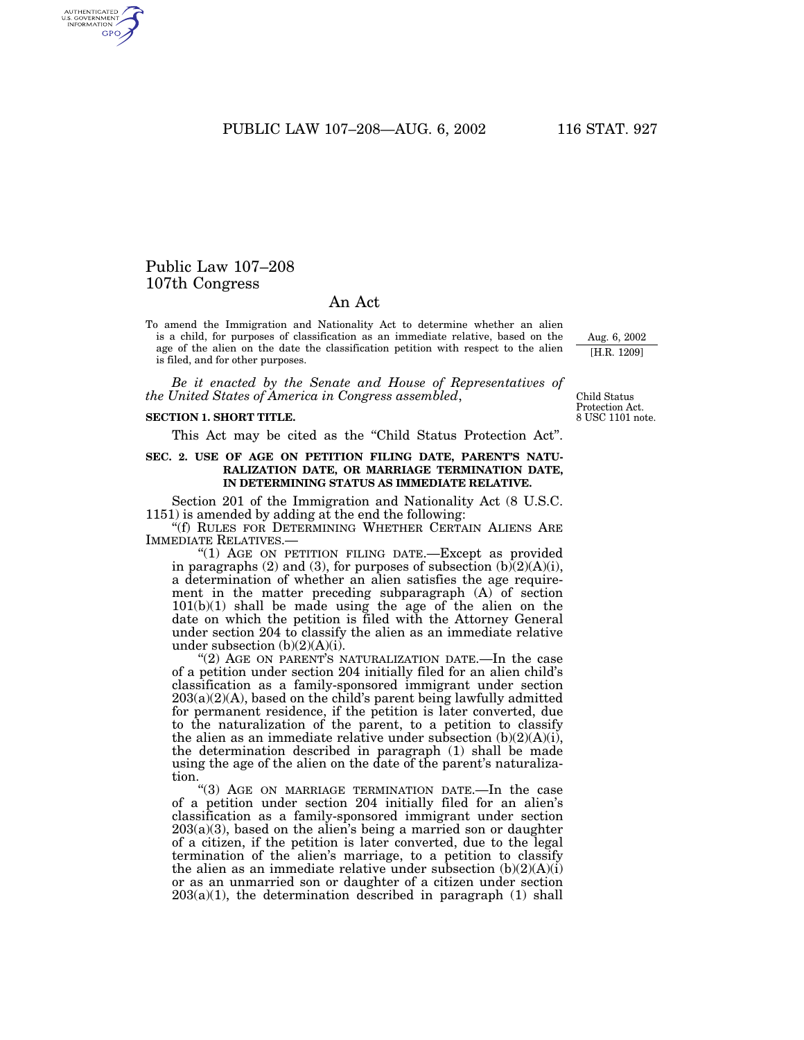# Public Law 107–208
# 107th Congress

## An Act

To amend the Immigration and Nationality Act to determine whether an alien is a child, for purposes of classification as an immediate relative, based on the age of the alien on the date the classification petition with respect to the alien is filed, and for other purposes.

Aug. 6, 2002
[H.R. 1209]

*Be it enacted by the Senate and House of Representatives of the United States of America in Congress assembled*,

Child Status Protection Act.
8 USC 1101 note.

**SECTION 1. SHORT TITLE.**

This Act may be cited as the "Child Status Protection Act".

**SEC. 2. USE OF AGE ON PETITION FILING DATE, PARENT'S NATURALIZATION DATE, OR MARRIAGE TERMINATION DATE, IN DETERMINING STATUS AS IMMEDIATE RELATIVE.**

Section 201 of the Immigration and Nationality Act (8 U.S.C. 1151) is amended by adding at the end the following:

"(f) RULES FOR DETERMINING WHETHER CERTAIN ALIENS ARE IMMEDIATE RELATIVES.—

"(1) AGE ON PETITION FILING DATE.—Except as provided in paragraphs (2) and (3), for purposes of subsection (b)(2)(A)(i), a determination of whether an alien satisfies the age requirement in the matter preceding subparagraph (A) of section 101(b)(1) shall be made using the age of the alien on the date on which the petition is filed with the Attorney General under section 204 to classify the alien as an immediate relative under subsection (b)(2)(A)(i).

"(2) AGE ON PARENT'S NATURALIZATION DATE.—In the case of a petition under section 204 initially filed for an alien child's classification as a family-sponsored immigrant under section 203(a)(2)(A), based on the child's parent being lawfully admitted for permanent residence, if the petition is later converted, due to the naturalization of the parent, to a petition to classify the alien as an immediate relative under subsection (b)(2)(A)(i), the determination described in paragraph (1) shall be made using the age of the alien on the date of the parent's naturalization.

"(3) AGE ON MARRIAGE TERMINATION DATE.—In the case of a petition under section 204 initially filed for an alien's classification as a family-sponsored immigrant under section 203(a)(3), based on the alien's being a married son or daughter of a citizen, if the petition is later converted, due to the legal termination of the alien's marriage, to a petition to classify the alien as an immediate relative under subsection (b)(2)(A)(i) or as an unmarried son or daughter of a citizen under section 203(a)(1), the determination described in paragraph (1) shall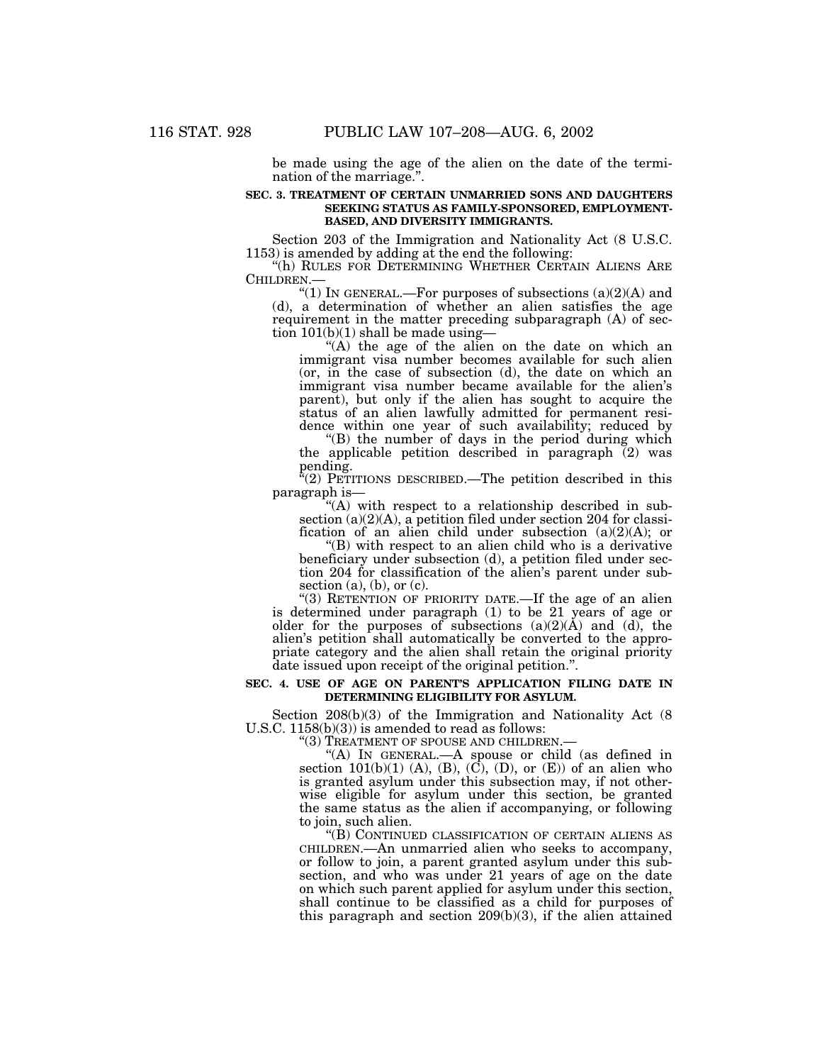be made using the age of the alien on the date of the termination of the marriage.".

**SEC. 3. TREATMENT OF CERTAIN UNMARRIED SONS AND DAUGHTERS SEEKING STATUS AS FAMILY-SPONSORED, EMPLOYMENT-BASED, AND DIVERSITY IMMIGRANTS.**

Section 203 of the Immigration and Nationality Act (8 U.S.C. 1153) is amended by adding at the end the following:

"(h) RULES FOR DETERMINING WHETHER CERTAIN ALIENS ARE CHILDREN.—

"(1) IN GENERAL.—For purposes of subsections (a)(2)(A) and (d), a determination of whether an alien satisfies the age requirement in the matter preceding subparagraph (A) of section 101(b)(1) shall be made using—

"(A) the age of the alien on the date on which an immigrant visa number becomes available for such alien (or, in the case of subsection (d), the date on which an immigrant visa number became available for the alien's parent), but only if the alien has sought to acquire the status of an alien lawfully admitted for permanent residence within one year of such availability; reduced by

"(B) the number of days in the period during which the applicable petition described in paragraph (2) was pending.

"(2) PETITIONS DESCRIBED.—The petition described in this paragraph is—

"(A) with respect to a relationship described in subsection (a)(2)(A), a petition filed under section 204 for classification of an alien child under subsection (a)(2)(A); or

"(B) with respect to an alien child who is a derivative beneficiary under subsection (d), a petition filed under section 204 for classification of the alien's parent under subsection (a), (b), or (c).

"(3) RETENTION OF PRIORITY DATE.—If the age of an alien is determined under paragraph (1) to be 21 years of age or older for the purposes of subsections (a)(2)(A) and (d), the alien's petition shall automatically be converted to the appropriate category and the alien shall retain the original priority date issued upon receipt of the original petition.".

**SEC. 4. USE OF AGE ON PARENT'S APPLICATION FILING DATE IN DETERMINING ELIGIBILITY FOR ASYLUM.**

Section 208(b)(3) of the Immigration and Nationality Act (8 U.S.C. 1158(b)(3)) is amended to read as follows:

"(3) TREATMENT OF SPOUSE AND CHILDREN.—

"(A) IN GENERAL.—A spouse or child (as defined in section 101(b)(1) (A), (B), (C), (D), or (E)) of an alien who is granted asylum under this subsection may, if not otherwise eligible for asylum under this section, be granted the same status as the alien if accompanying, or following to join, such alien.

"(B) CONTINUED CLASSIFICATION OF CERTAIN ALIENS AS CHILDREN.—An unmarried alien who seeks to accompany, or follow to join, a parent granted asylum under this subsection, and who was under 21 years of age on the date on which such parent applied for asylum under this section, shall continue to be classified as a child for purposes of this paragraph and section 209(b)(3), if the alien attained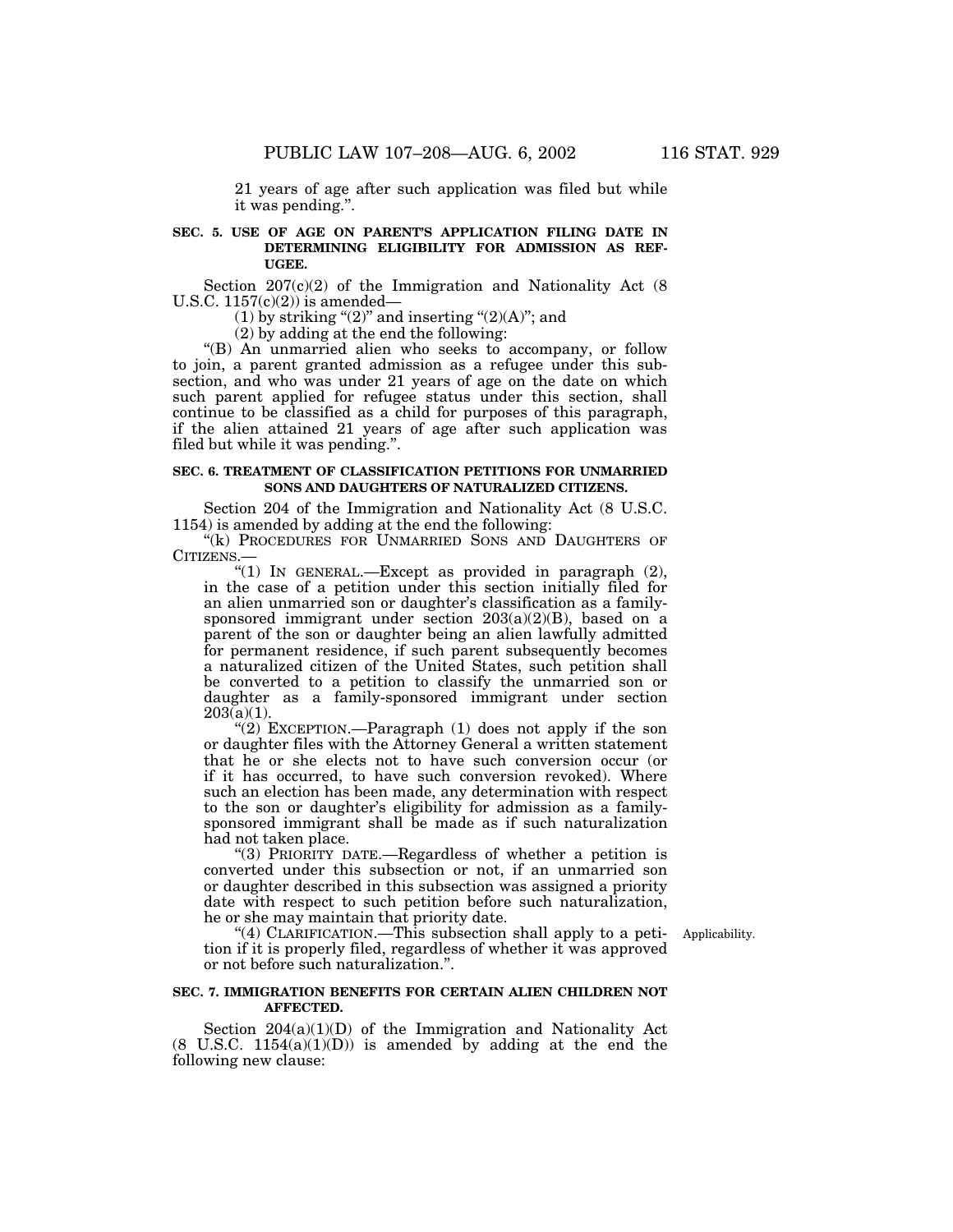21 years of age after such application was filed but while it was pending.".

**SEC. 5. USE OF AGE ON PARENT'S APPLICATION FILING DATE IN DETERMINING ELIGIBILITY FOR ADMISSION AS REFUGEE.**

Section 207(c)(2) of the Immigration and Nationality Act (8 U.S.C. 1157(c)(2)) is amended—

(1) by striking "(2)" and inserting "(2)(A)"; and

(2) by adding at the end the following:

"(B) An unmarried alien who seeks to accompany, or follow to join, a parent granted admission as a refugee under this subsection, and who was under 21 years of age on the date on which such parent applied for refugee status under this section, shall continue to be classified as a child for purposes of this paragraph, if the alien attained 21 years of age after such application was filed but while it was pending.".

**SEC. 6. TREATMENT OF CLASSIFICATION PETITIONS FOR UNMARRIED SONS AND DAUGHTERS OF NATURALIZED CITIZENS.**

Section 204 of the Immigration and Nationality Act (8 U.S.C. 1154) is amended by adding at the end the following:

"(k) PROCEDURES FOR UNMARRIED SONS AND DAUGHTERS OF CITIZENS.—

"(1) IN GENERAL.—Except as provided in paragraph (2), in the case of a petition under this section initially filed for an alien unmarried son or daughter's classification as a family-sponsored immigrant under section 203(a)(2)(B), based on a parent of the son or daughter being an alien lawfully admitted for permanent residence, if such parent subsequently becomes a naturalized citizen of the United States, such petition shall be converted to a petition to classify the unmarried son or daughter as a family-sponsored immigrant under section 203(a)(1).

"(2) EXCEPTION.—Paragraph (1) does not apply if the son or daughter files with the Attorney General a written statement that he or she elects not to have such conversion occur (or if it has occurred, to have such conversion revoked). Where such an election has been made, any determination with respect to the son or daughter's eligibility for admission as a family-sponsored immigrant shall be made as if such naturalization had not taken place.

"(3) PRIORITY DATE.—Regardless of whether a petition is converted under this subsection or not, if an unmarried son or daughter described in this subsection was assigned a priority date with respect to such petition before such naturalization, he or she may maintain that priority date.

Applicability.

"(4) CLARIFICATION.—This subsection shall apply to a petition if it is properly filed, regardless of whether it was approved or not before such naturalization.".

**SEC. 7. IMMIGRATION BENEFITS FOR CERTAIN ALIEN CHILDREN NOT AFFECTED.**

Section 204(a)(1)(D) of the Immigration and Nationality Act (8 U.S.C. 1154(a)(1)(D)) is amended by adding at the end the following new clause: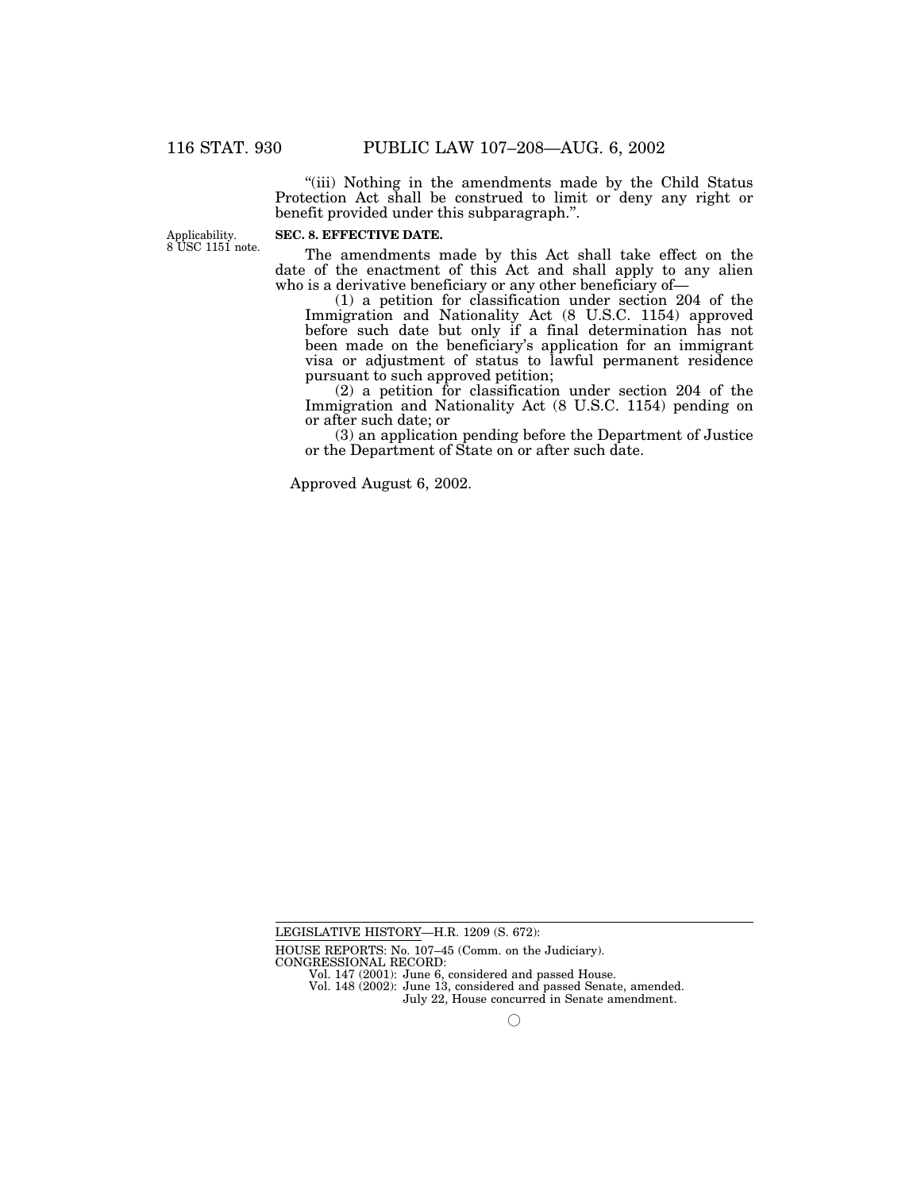"(iii) Nothing in the amendments made by the Child Status Protection Act shall be construed to limit or deny any right or benefit provided under this subparagraph.".

Applicability. 8 USC 1151 note.

**SEC. 8. EFFECTIVE DATE.**

The amendments made by this Act shall take effect on the date of the enactment of this Act and shall apply to any alien who is a derivative beneficiary or any other beneficiary of—

(1) a petition for classification under section 204 of the Immigration and Nationality Act (8 U.S.C. 1154) approved before such date but only if a final determination has not been made on the beneficiary's application for an immigrant visa or adjustment of status to lawful permanent residence pursuant to such approved petition;

(2) a petition for classification under section 204 of the Immigration and Nationality Act (8 U.S.C. 1154) pending on or after such date; or

(3) an application pending before the Department of Justice or the Department of State on or after such date.

Approved August 6, 2002.

---

LEGISLATIVE HISTORY—H.R. 1209 (S. 672):

HOUSE REPORTS: No. 107–45 (Comm. on the Judiciary).

CONGRESSIONAL RECORD:

Vol. 147 (2001): June 6, considered and passed House.

Vol. 148 (2002): June 13, considered and passed Senate, amended.

July 22, House concurred in Senate amendment.